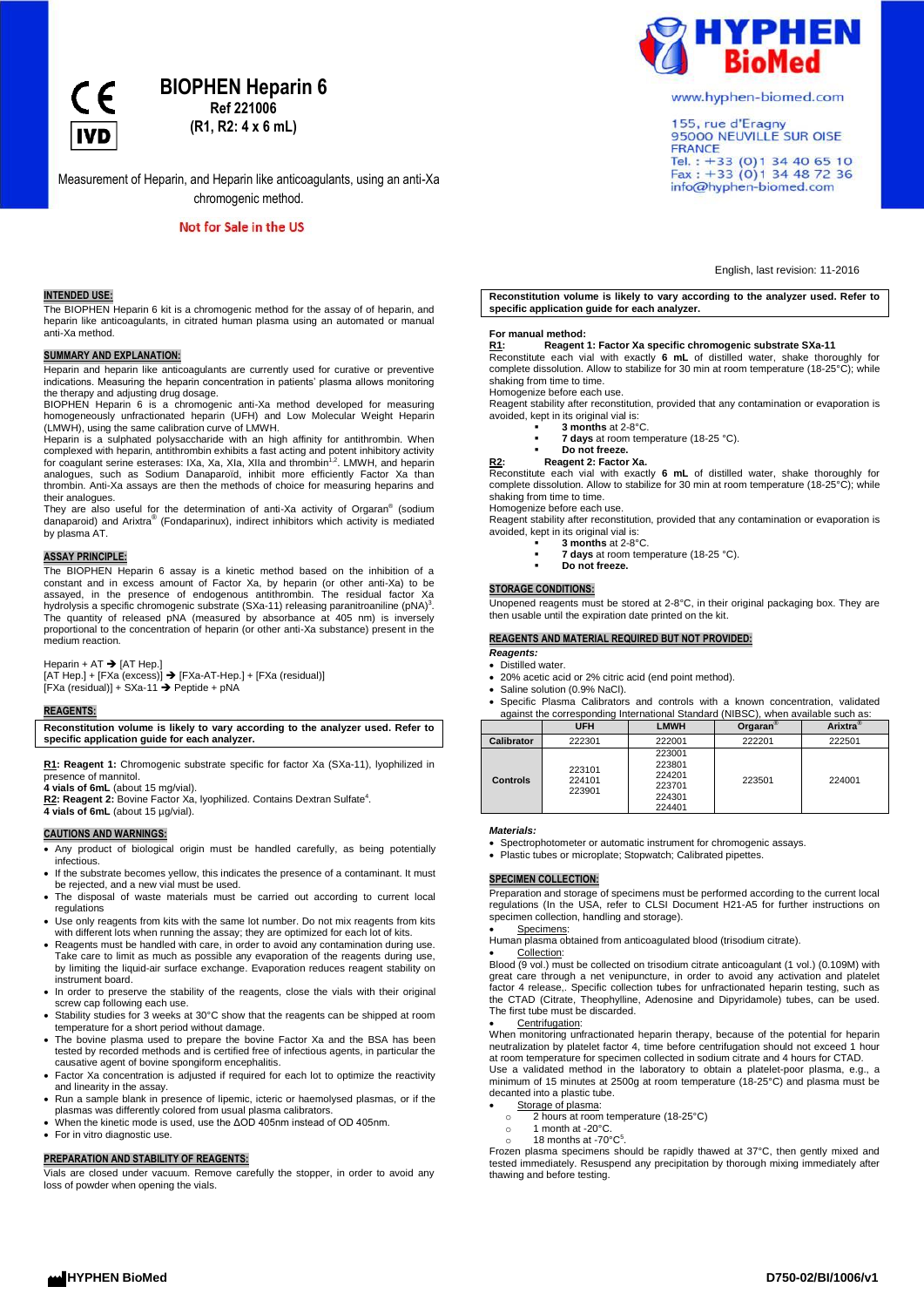# BIOPHEN Heparin 6

**Ref 221006**

**(R1, R2: 4 x 6 mL)**

Measurement of Heparin, and Heparin like anticoagulants, using an anti-Xa chromogenic method.

Not for Sale in the US

HYPHEN BioMed

www.hyphen-biomed.com

155, rue d'Eragny
95000 NEUVILLE SUR OISE
FRANCE
Tel. : +33 (0)1 34 40 65 10
Fax : +33 (0)1 34 48 72 36
info@hyphen-biomed.com

English, last revision: 11-2016

## INTENDED USE:

The BIOPHEN Heparin 6 kit is a chromogenic method for the assay of of heparin, and heparin like anticoagulants, in citrated human plasma using an automated or manual anti-Xa method.

## SUMMARY AND EXPLANATION:

Heparin and heparin like anticoagulants are currently used for curative or preventive indications. Measuring the heparin concentration in patients' plasma allows monitoring the therapy and adjusting drug dosage.

BIOPHEN Heparin 6 is a chromogenic anti-Xa method developed for measuring homogeneously unfractionated heparin (UFH) and Low Molecular Weight Heparin (LMWH), using the same calibration curve of LMWH.

Heparin is a sulphated polysaccharide with an high affinity for antithrombin. When complexed with heparin, antithrombin exhibits a fast acting and potent inhibitory activity for coagulant serine esterases: IXa, Xa, XIa, XIIa and thrombin[1,2]. LMWH, and heparin analogues, such as Sodium Danaparoid, inhibit more efficiently Factor Xa than thrombin. Anti-Xa assays are then the methods of choice for measuring heparins and their analogues.

They are also useful for the determination of anti-Xa activity of Orgaran® (sodium danaparoid) and Arixtra® (Fondaparinux), indirect inhibitors which activity is mediated by plasma AT.

## ASSAY PRINCIPLE:

The BIOPHEN Heparin 6 assay is a kinetic method based on the inhibition of a constant and in excess amount of Factor Xa, by heparin (or other anti-Xa) to be assayed, in the presence of endogenous antithrombin. The residual factor Xa hydrolysis a specific chromogenic substrate (SXa-11) releasing paranitroaniline (pNA)[3]. The quantity of released pNA (measured by absorbance at 405 nm) is inversely proportional to the concentration of heparin (or other anti-Xa substance) present in the medium reaction.

Heparin + AT ➔ [AT Hep.]
[AT Hep.] + [FXa (excess)] ➔ [FXa-AT-Hep.] + [FXa (residual)]
[FXa (residual)] + SXa-11 ➔ Peptide + pNA

## REAGENTS:

**Reconstitution volume is likely to vary according to the analyzer used. Refer to specific application guide for each analyzer.**

**R1: Reagent 1:** Chromogenic substrate specific for factor Xa (SXa-11), lyophilized in presence of mannitol.
**4 vials of 6mL** (about 15 mg/vial).
**R2: Reagent 2:** Bovine Factor Xa, lyophilized. Contains Dextran Sulfate[4].
**4 vials of 6mL** (about 15 µg/vial).

## CAUTIONS AND WARNINGS:

- Any product of biological origin must be handled carefully, as being potentially infectious.
- If the substrate becomes yellow, this indicates the presence of a contaminant. It must be rejected, and a new vial must be used.
- The disposal of waste materials must be carried out according to current local regulations
- Use only reagents from kits with the same lot number. Do not mix reagents from kits with different lots when running the assay; they are optimized for each lot of kits.
- Reagents must be handled with care, in order to avoid any contamination during use. Take care to limit as much as possible any evaporation of the reagents during use, by limiting the liquid-air surface exchange. Evaporation reduces reagent stability on instrument board.
- In order to preserve the stability of the reagents, close the vials with their original screw cap following each use.
- Stability studies for 3 weeks at 30°C show that the reagents can be shipped at room temperature for a short period without damage.
- The bovine plasma used to prepare the bovine Factor Xa and the BSA has been tested by recorded methods and is certified free of infectious agents, in particular the causative agent of bovine spongiform encephalitis.
- Factor Xa concentration is adjusted if required for each lot to optimize the reactivity and linearity in the assay.
- Run a sample blank in presence of lipemic, icteric or haemolysed plasmas, or if the plasmas was differently colored from usual plasma calibrators.
- When the kinetic mode is used, use the ΔOD 405nm instead of OD 405nm.
- For in vitro diagnostic use.

## PREPARATION AND STABILITY OF REAGENTS:

Vials are closed under vacuum. Remove carefully the stopper, in order to avoid any loss of powder when opening the vials.

**Reconstitution volume is likely to vary according to the analyzer used. Refer to specific application guide for each analyzer.**

**For manual method:**

**R1: Reagent 1: Factor Xa specific chromogenic substrate SXa-11**

Reconstitute each vial with exactly **6 mL** of distilled water, shake thoroughly for complete dissolution. Allow to stabilize for 30 min at room temperature (18-25°C); while shaking from time to time.

Homogenize before each use.

Reagent stability after reconstitution, provided that any contamination or evaporation is avoided, kept in its original vial is:

- **3 months** at 2-8°C.
- **7 days** at room temperature (18-25 °C).
- **Do not freeze.**

**R2: Reagent 2: Factor Xa.**

Reconstitute each vial with exactly **6 mL** of distilled water, shake thoroughly for complete dissolution. Allow to stabilize for 30 min at room temperature (18-25°C); while shaking from time to time.

Homogenize before each use.

Reagent stability after reconstitution, provided that any contamination or evaporation is avoided, kept in its original vial is:

- **3 months** at 2-8°C.
- **7 days** at room temperature (18-25 °C).
- **Do not freeze.**

## STORAGE CONDITIONS:

Unopened reagents must be stored at 2-8°C, in their original packaging box. They are then usable until the expiration date printed on the kit.

## REAGENTS AND MATERIAL REQUIRED BUT NOT PROVIDED:

***Reagents:***

- Distilled water.
- 20% acetic acid or 2% citric acid (end point method).
- Saline solution (0.9% NaCl).
- Specific Plasma Calibrators and controls with a known concentration, validated against the corresponding International Standard (NIBSC), when available such as:

| | UFH | LMWH | Orgaran® | Arixtra® |
|---|---|---|---|---|
| **Calibrator** | 222301 | 222001 | 222201 | 222501 |
| **Controls** | 223101<br>224101<br>223901 | 223001<br>223801<br>224201<br>223701<br>224301<br>224401 | 223501 | 224001 |

***Materials:***

- Spectrophotometer or automatic instrument for chromogenic assays.
- Plastic tubes or microplate; Stopwatch; Calibrated pipettes.

## SPECIMEN COLLECTION:

Preparation and storage of specimens must be performed according to the current local regulations (In the USA, refer to CLSI Document H21-A5 for further instructions on specimen collection, handling and storage).

- Specimens:

Human plasma obtained from anticoagulated blood (trisodium citrate).

- Collection:

Blood (9 vol.) must be collected on trisodium citrate anticoagulant (1 vol.) (0.109M) with great care through a net venipuncture, in order to avoid any activation and platelet factor 4 release,. Specific collection tubes for unfractionated heparin testing, such as the CTAD (Citrate, Theophylline, Adenosine and Dipyridamole) tubes, can be used. The first tube must be discarded.

- Centrifugation:

When monitoring unfractionated heparin therapy, because of the potential for heparin neutralization by platelet factor 4, time before centrifugation should not exceed 1 hour at room temperature for specimen collected in sodium citrate and 4 hours for CTAD.

Use a validated method in the laboratory to obtain a platelet-poor plasma, e.g., a minimum of 15 minutes at 2500g at room temperature (18-25°C) and plasma must be decanted into a plastic tube.

- Storage of plasma:
  - 2 hours at room temperature (18-25°C)
  - 1 month at -20°C.
  - 18 months at -70°C[5].

Frozen plasma specimens should be rapidly thawed at 37°C, then gently mixed and tested immediately. Resuspend any precipitation by thorough mixing immediately after thawing and before testing.

HYPHEN BioMed D750-02/BI/1006/v1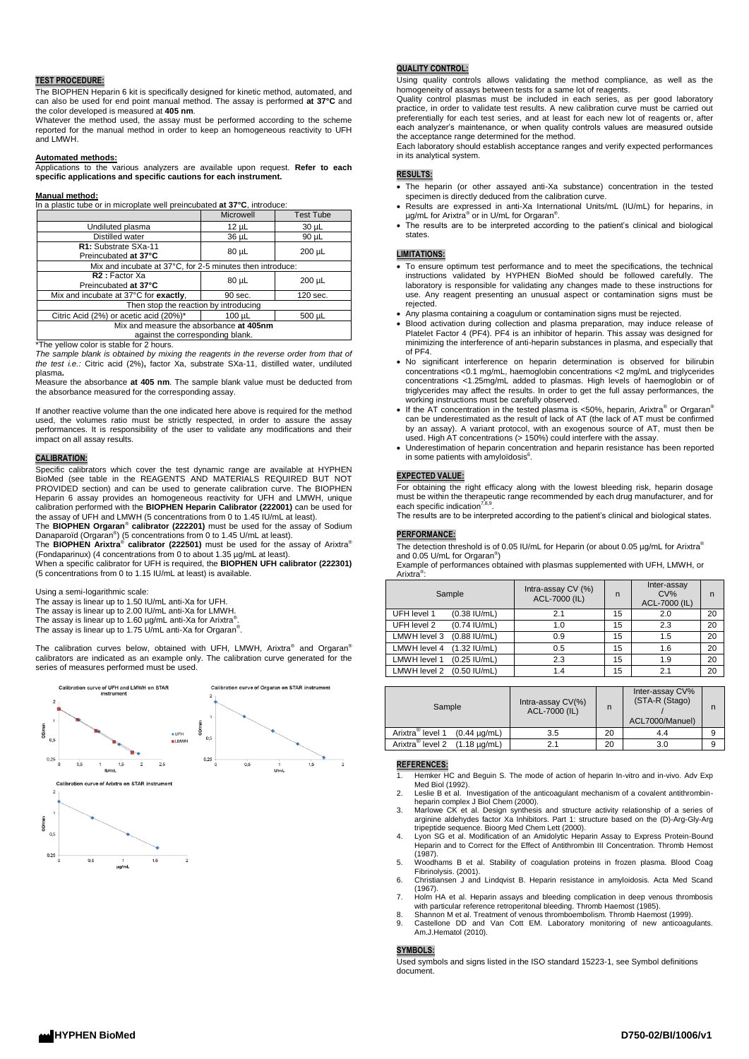## TEST PROCEDURE:

The BIOPHEN Heparin 6 kit is specifically designed for kinetic method, automated, and can also be used for end point manual method. The assay is performed **at 37°C** and the color developed is measured at **405 nm**.

Whatever the method used, the assay must be performed according to the scheme reported for the manual method in order to keep an homogeneous reactivity to UFH and LMWH.

### Automated methods:

Applications to the various analyzers are available upon request. **Refer to each specific applications and specific cautions for each instrument.**

### Manual method:

In a plastic tube or in microplate well preincubated **at 37°C**, introduce:

| | Microwell | Test Tube |
|---|---|---|
| Undiluted plasma | 12 µL | 30 µL |
| Distilled water | 36 µL | 90 µL |
| **R1:** Substrate SXa-11 Preincubated **at 37°C** | 80 µL | 200 µL |
| Mix and incubate at 37°C, for 2-5 minutes then introduce: | | |
| **R2 :** Factor Xa Preincubated **at 37°C** | 80 µL | 200 µL |
| Mix and incubate at 37°C for **exactly**, | 90 sec. | 120 sec. |
| Then stop the reaction by introducing | | |
| Citric Acid (2%) or acetic acid (20%)* | 100 µL | 500 µL |
| Mix and measure the absorbance **at 405nm** against the corresponding blank. | | |

*The yellow color is stable for 2 hours.

*The sample blank is obtained by mixing the reagents in the reverse order from that of the test i.e.:* Citric acid (2%)**,** factor Xa, substrate SXa-11, distilled water, undiluted plasma**.**

Measure the absorbance **at 405 nm**. The sample blank value must be deducted from the absorbance measured for the corresponding assay.

If another reactive volume than the one indicated here above is required for the method used, the volumes ratio must be strictly respected, in order to assure the assay performances. It is responsibility of the user to validate any modifications and their impact on all assay results.

## CALIBRATION:

Specific calibrators which cover the test dynamic range are available at HYPHEN BioMed (see table in the REAGENTS AND MATERIALS REQUIRED BUT NOT PROVIDED section) and can be used to generate calibration curve. The BIOPHEN Heparin 6 assay provides an homogeneous reactivity for UFH and LMWH, unique calibration performed with the **BIOPHEN Heparin Calibrator (222001)** can be used for the assay of UFH and LMWH (5 concentrations from 0 to 1.45 IU/mL at least).

The **BIOPHEN Orgaran® calibrator (222201)** must be used for the assay of Sodium Danaparoïd (Orgaran®) (5 concentrations from 0 to 1.45 U/mL at least).

The **BIOPHEN Arixtra® calibrator (222501)** must be used for the assay of Arixtra® (Fondaparinux) (4 concentrations from 0 to about 1.35 µg/mL at least).

When a specific calibrator for UFH is required, the **BIOPHEN UFH calibrator (222301)** (5 concentrations from 0 to 1.15 IU/mL at least) is available.

Using a semi-logarithmic scale:

The assay is linear up to 1.50 IU/mL anti-Xa for UFH.
The assay is linear up to 2.00 IU/mL anti-Xa for LMWH.
The assay is linear up to 1.60 µg/mL anti-Xa for Arixtra®.
The assay is linear up to 1.75 U/mL anti-Xa for Orgaran®.

The calibration curves below, obtained with UFH, LMWH, Arixtra® and Orgaran® calibrators are indicated as an example only. The calibration curve generated for the series of measures performed must be used.

Calibration curve of UFH and LMWH on STAR instrument
OD/min
2
1
0,5
0,25
0 0,5 1 1,5 2 2,5
IU/mL
UFH
LMWH

Calibration curve of Orgaran on STAR instrument
OD/min
2
1
0,5
0,25
0 0,5 1 1,5 2
U/mL

Calibration curve of Arixtra on STAR instrument
OD/min
2
1
0,5
0,25
0 0,5 1 1,5 2
µg/mL

## QUALITY CONTROL:

Using quality controls allows validating the method compliance, as well as the homogeneity of assays between tests for a same lot of reagents.

Quality control plasmas must be included in each series, as per good laboratory practice, in order to validate test results. A new calibration curve must be carried out preferentially for each test series, and at least for each new lot of reagents or, after each analyzer's maintenance, or when quality controls values are measured outside the acceptance range determined for the method.

Each laboratory should establish acceptance ranges and verify expected performances in its analytical system.

## RESULTS:

- The heparin (or other assayed anti-Xa substance) concentration in the tested specimen is directly deduced from the calibration curve.
- Results are expressed in anti-Xa International Units/mL (IU/mL) for heparins, in µg/mL for Arixtra® or in U/mL for Orgaran®.
- The results are to be interpreted according to the patient's clinical and biological states.

## LIMITATIONS:

- To ensure optimum test performance and to meet the specifications, the technical instructions validated by HYPHEN BioMed should be followed carefully. The laboratory is responsible for validating any changes made to these instructions for use. Any reagent presenting an unusual aspect or contamination signs must be rejected.
- Any plasma containing a coagulum or contamination signs must be rejected.
- Blood activation during collection and plasma preparation, may induce release of Platelet Factor 4 (PF4). PF4 is an inhibitor of heparin. This assay was designed for minimizing the interference of anti-heparin substances in plasma, and especially that of PF4.
- No significant interference on heparin determination is observed for bilirubin concentrations <0.1 mg/mL, haemoglobin concentrations <2 mg/mL and triglycerides concentrations <1.25mg/mL added to plasmas. High levels of haemoglobin or of triglycerides may affect the results. In order to get the full assay performances, the working instructions must be carefully observed.
- If the AT concentration in the tested plasma is <50%, heparin, Arixtra® or Orgaran® can be underestimated as the result of lack of AT (the lack of AT must be confirmed by an assay). A variant protocol, with an exogenous source of AT, must then be used. High AT concentrations (> 150%) could interfere with the assay.
- Underestimation of heparin concentration and heparin resistance has been reported in some patients with amyloïdosis[6].

## EXPECTED VALUE:

For obtaining the right efficacy along with the lowest bleeding risk, heparin dosage must be within the therapeutic range recommended by each drug manufacturer, and for each specific indication[7,8,9].

The results are to be interpreted according to the patient's clinical and biological states.

## PERFORMANCE:

The detection threshold is of 0.05 IU/mL for Heparin (or about 0.05 µg/mL for Arixtra® and 0.05 U/mL for Orgaran®)

Example of performances obtained with plasmas supplemented with UFH, LMWH, or Arixtra®:

| Sample | Intra-assay CV (%) ACL-7000 (IL) | n | Inter-assay CV% ACL-7000 (IL) | n |
|---|---|---|---|---|
| UFH level 1 (0.38 IU/mL) | 2.1 | 15 | 2.0 | 20 |
| UFH level 2 (0.74 IU/mL) | 1.0 | 15 | 2.3 | 20 |
| LMWH level 3 (0.88 IU/mL) | 0.9 | 15 | 1.5 | 20 |
| LMWH level 4 (1.32 IU/mL) | 0.5 | 15 | 1.6 | 20 |
| LMWH level 1 (0.25 IU/mL) | 2.3 | 15 | 1.9 | 20 |
| LMWH level 2 (0.50 IU/mL) | 1.4 | 15 | 2.1 | 20 |

| Sample | Intra-assay CV(%) ACL-7000 (IL) | n | Inter-assay CV% (STA-R (Stago) / ACL7000/Manuel) | n |
|---|---|---|---|---|
| Arixtra® level 1 (0.44 µg/mL) | 3.5 | 20 | 4.4 | 9 |
| Arixtra® level 2 (1.18 µg/mL) | 2.1 | 20 | 3.0 | 9 |

## REFERENCES:

1. Hemker HC and Beguin S. The mode of action of heparin In-vitro and in-vivo. Adv Exp Med Biol (1992).
2. Leslie B et al. Investigation of the anticoagulant mechanism of a covalent antithrombin-heparin complex J Biol Chem (2000).
3. Marlowe CK et al. Design synthesis and structure activity relationship of a series of arginine aldehydes factor Xa Inhibitors. Part 1: structure based on the (D)-Arg-Gly-Arg tripeptide sequence. Bioorg Med Chem Lett (2000).
4. Lyon SG et al. Modification of an Amidolytic Heparin Assay to Express Protein-Bound Heparin and to Correct for the Effect of Antithrombin III Concentration. Thromb Hemost (1987).
5. Woodhams B et al. Stability of coagulation proteins in frozen plasma. Blood Coag Fibrinolysis. (2001).
6. Christiansen J and Lindqvist B. Heparin resistance in amyloidosis. Acta Med Scand (1967).
7. Holm HA et al. Heparin assays and bleeding complication in deep venous thrombosis with particular reference retroperitonal bleeding. Thromb Haemost (1985).
8. Shannon M et al. Treatment of venous thromboembolism. Thromb Haemost (1999).
9. Castellone DD and Van Cott EM. Laboratory monitoring of new anticoagulants. Am.J.Hematol (2010).

## SYMBOLS:

Used symbols and signs listed in the ISO standard 15223-1, see Symbol definitions document.